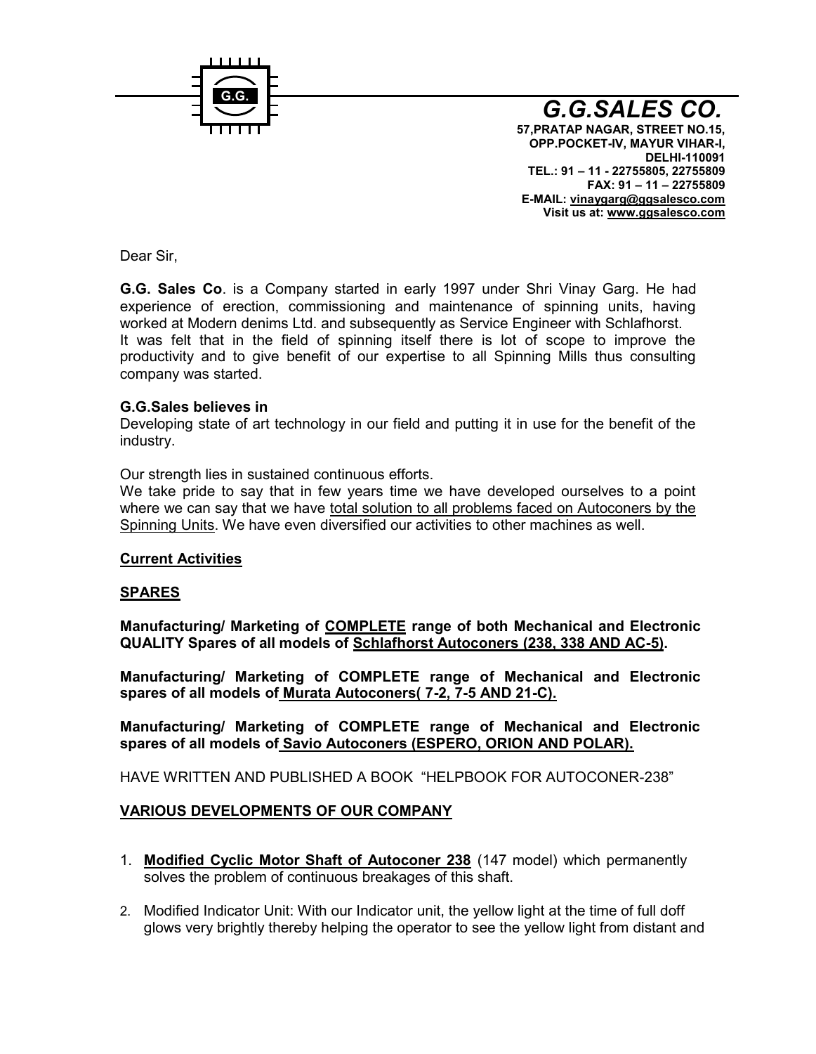G.G.

# G.G.SALES CO.

**57,PRATAP NAGAR, STREET NO.15,**
**OPP.POCKET-IV, MAYUR VIHAR-I,**
**DELHI-110091**
**TEL.: 91 – 11 - 22755805, 22755809**
**FAX: 91 – 11 – 22755809**
**E-MAIL: vinaygarg@ggsalesco.com**
**Visit us at: www.ggsalesco.com**

Dear Sir,

**G.G. Sales Co**. is a Company started in early 1997 under Shri Vinay Garg. He had experience of erection, commissioning and maintenance of spinning units, having worked at Modern denims Ltd. and subsequently as Service Engineer with Schlafhorst.
It was felt that in the field of spinning itself there is lot of scope to improve the productivity and to give benefit of our expertise to all Spinning Mills thus consulting company was started.

**G.G.Sales believes in**
Developing state of art technology in our field and putting it in use for the benefit of the industry.

Our strength lies in sustained continuous efforts.
We take pride to say that in few years time we have developed ourselves to a point where we can say that we have total solution to all problems faced on Autoconers by the Spinning Units. We have even diversified our activities to other machines as well.

## Current Activities

## SPARES

**Manufacturing/ Marketing of COMPLETE range of both Mechanical and Electronic QUALITY Spares of all models of Schlafhorst Autoconers (238, 338 AND AC-5).**

**Manufacturing/ Marketing of COMPLETE range of Mechanical and Electronic spares of all models of Murata Autoconers( 7-2, 7-5 AND 21-C).**

**Manufacturing/ Marketing of COMPLETE range of Mechanical and Electronic spares of all models of Savio Autoconers (ESPERO, ORION AND POLAR).**

HAVE WRITTEN AND PUBLISHED A BOOK "HELPBOOK FOR AUTOCONER-238"

## VARIOUS DEVELOPMENTS OF OUR COMPANY

1. **Modified Cyclic Motor Shaft of Autoconer 238** (147 model) which permanently solves the problem of continuous breakages of this shaft.
2. Modified Indicator Unit: With our Indicator unit, the yellow light at the time of full doff glows very brightly thereby helping the operator to see the yellow light from distant and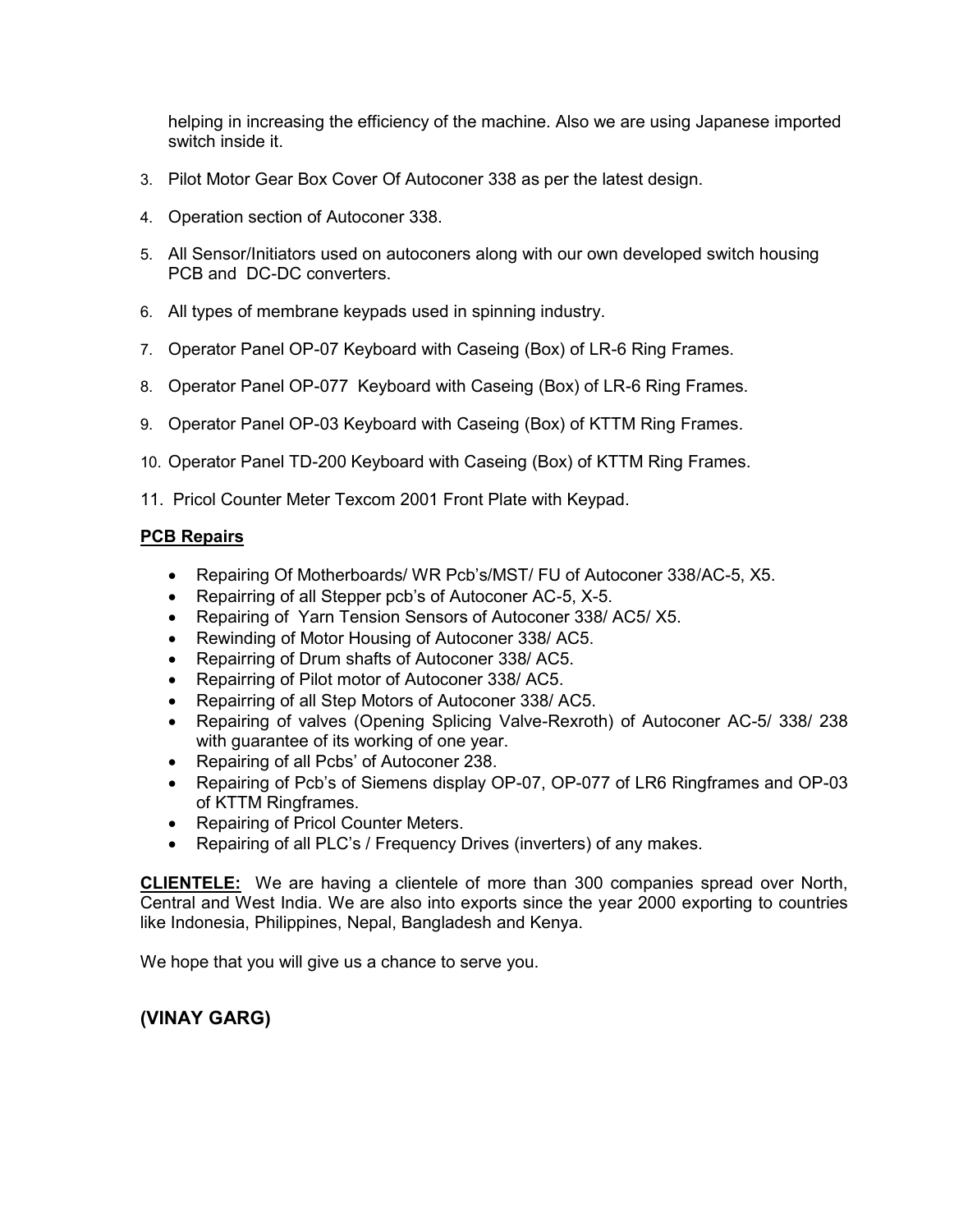helping in increasing the efficiency of the machine. Also we are using Japanese imported switch inside it.

3. Pilot Motor Gear Box Cover Of Autoconer 338 as per the latest design.
4. Operation section of Autoconer 338.
5. All Sensor/Initiators used on autoconers along with our own developed switch housing PCB and DC-DC converters.
6. All types of membrane keypads used in spinning industry.
7. Operator Panel OP-07 Keyboard with Caseing (Box) of LR-6 Ring Frames.
8. Operator Panel OP-077 Keyboard with Caseing (Box) of LR-6 Ring Frames.
9. Operator Panel OP-03 Keyboard with Caseing (Box) of KTTM Ring Frames.
10. Operator Panel TD-200 Keyboard with Caseing (Box) of KTTM Ring Frames.
11. Pricol Counter Meter Texcom 2001 Front Plate with Keypad.

**PCB Repairs**

- Repairing Of Motherboards/ WR Pcb's/MST/ FU of Autoconer 338/AC-5, X5.
- Repairring of all Stepper pcb's of Autoconer AC-5, X-5.
- Repairing of Yarn Tension Sensors of Autoconer 338/ AC5/ X5.
- Rewinding of Motor Housing of Autoconer 338/ AC5.
- Repairring of Drum shafts of Autoconer 338/ AC5.
- Repairring of Pilot motor of Autoconer 338/ AC5.
- Repairring of all Step Motors of Autoconer 338/ AC5.
- Repairing of valves (Opening Splicing Valve-Rexroth) of Autoconer AC-5/ 338/ 238 with guarantee of its working of one year.
- Repairing of all Pcbs' of Autoconer 238.
- Repairing of Pcb's of Siemens display OP-07, OP-077 of LR6 Ringframes and OP-03 of KTTM Ringframes.
- Repairing of Pricol Counter Meters.
- Repairing of all PLC's / Frequency Drives (inverters) of any makes.

**CLIENTELE:** We are having a clientele of more than 300 companies spread over North, Central and West India. We are also into exports since the year 2000 exporting to countries like Indonesia, Philippines, Nepal, Bangladesh and Kenya.

We hope that you will give us a chance to serve you.

**(VINAY GARG)**